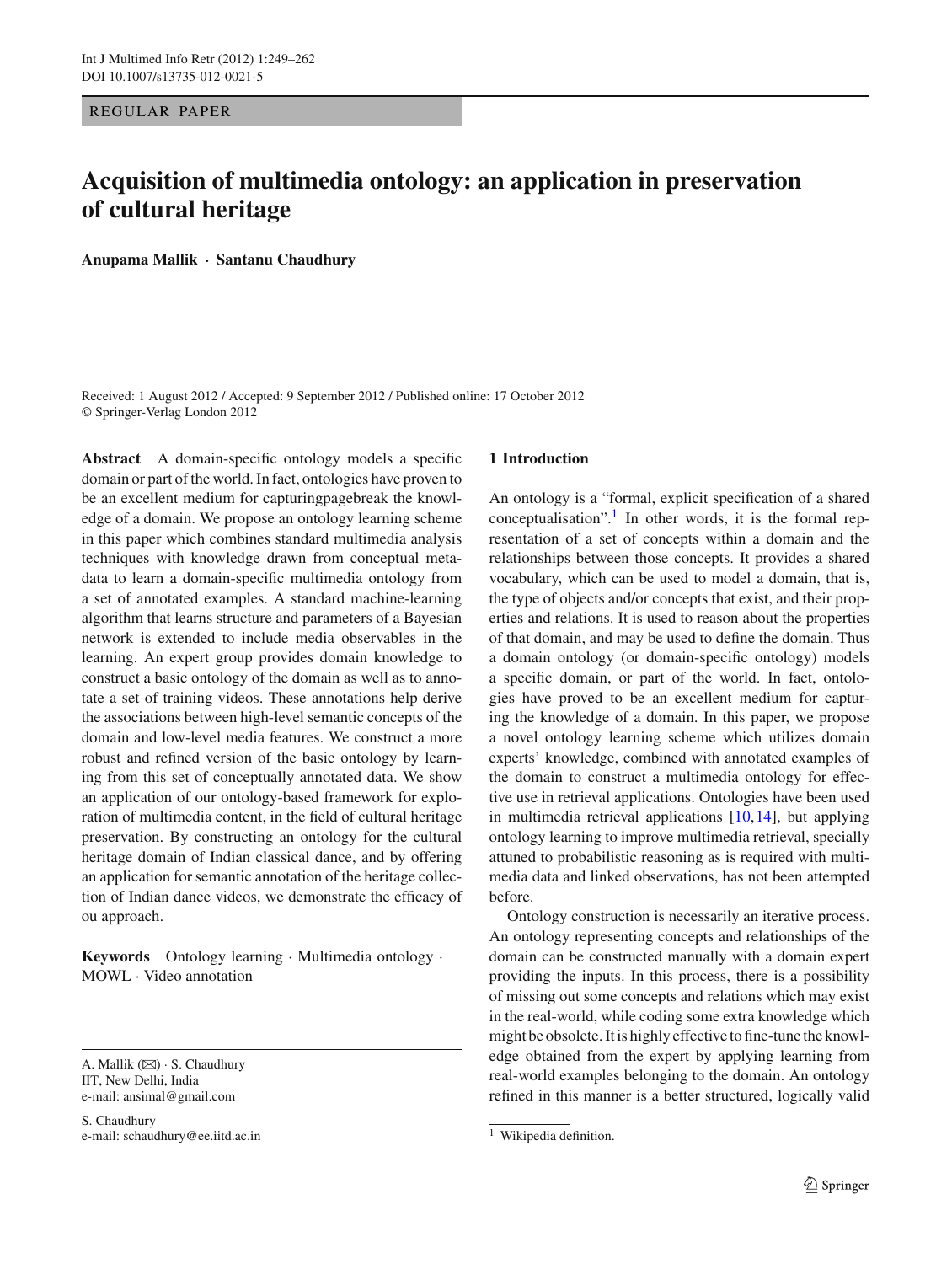REGULAR PAPER

# Acquisition of multimedia ontology: an application in preservation of cultural heritage

**Anupama Mallik · Santanu Chaudhury**

Received: 1 August 2012 / Accepted: 9 September 2012 / Published online: 17 October 2012
© Springer-Verlag London 2012

**Abstract** A domain-specific ontology models a specific domain or part of the world. In fact, ontologies have proven to be an excellent medium for capturingpagebreak the knowledge of a domain. We propose an ontology learning scheme in this paper which combines standard multimedia analysis techniques with knowledge drawn from conceptual metadata to learn a domain-specific multimedia ontology from a set of annotated examples. A standard machine-learning algorithm that learns structure and parameters of a Bayesian network is extended to include media observables in the learning. An expert group provides domain knowledge to construct a basic ontology of the domain as well as to annotate a set of training videos. These annotations help derive the associations between high-level semantic concepts of the domain and low-level media features. We construct a more robust and refined version of the basic ontology by learning from this set of conceptually annotated data. We show an application of our ontology-based framework for exploration of multimedia content, in the field of cultural heritage preservation. By constructing an ontology for the cultural heritage domain of Indian classical dance, and by offering an application for semantic annotation of the heritage collection of Indian dance videos, we demonstrate the efficacy of ou approach.

**Keywords** Ontology learning · Multimedia ontology · MOWL · Video annotation

A. Mallik (✉) · S. Chaudhury
IIT, New Delhi, India
e-mail: ansimal@gmail.com

S. Chaudhury
e-mail: schaudhury@ee.iitd.ac.in

## 1 Introduction

An ontology is a "formal, explicit specification of a shared conceptualisation".[1] In other words, it is the formal representation of a set of concepts within a domain and the relationships between those concepts. It provides a shared vocabulary, which can be used to model a domain, that is, the type of objects and/or concepts that exist, and their properties and relations. It is used to reason about the properties of that domain, and may be used to define the domain. Thus a domain ontology (or domain-specific ontology) models a specific domain, or part of the world. In fact, ontologies have proved to be an excellent medium for capturing the knowledge of a domain. In this paper, we propose a novel ontology learning scheme which utilizes domain experts' knowledge, combined with annotated examples of the domain to construct a multimedia ontology for effective use in retrieval applications. Ontologies have been used in multimedia retrieval applications [10,14], but applying ontology learning to improve multimedia retrieval, specially attuned to probabilistic reasoning as is required with multimedia data and linked observations, has not been attempted before.

Ontology construction is necessarily an iterative process. An ontology representing concepts and relationships of the domain can be constructed manually with a domain expert providing the inputs. In this process, there is a possibility of missing out some concepts and relations which may exist in the real-world, while coding some extra knowledge which might be obsolete. It is highly effective to fine-tune the knowledge obtained from the expert by applying learning from real-world examples belonging to the domain. An ontology refined in this manner is a better structured, logically valid

[1] Wikipedia definition.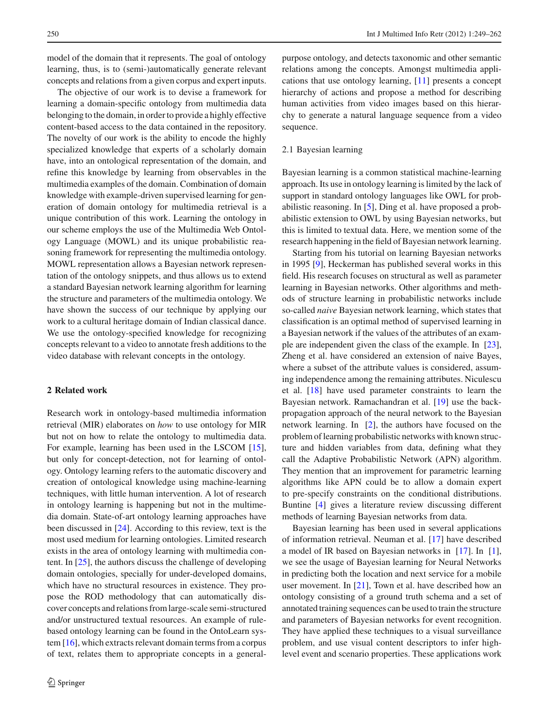model of the domain that it represents. The goal of ontology learning, thus, is to (semi-)automatically generate relevant concepts and relations from a given corpus and expert inputs.

The objective of our work is to devise a framework for learning a domain-specific ontology from multimedia data belonging to the domain, in order to provide a highly effective content-based access to the data contained in the repository. The novelty of our work is the ability to encode the highly specialized knowledge that experts of a scholarly domain have, into an ontological representation of the domain, and refine this knowledge by learning from observables in the multimedia examples of the domain. Combination of domain knowledge with example-driven supervised learning for generation of domain ontology for multimedia retrieval is a unique contribution of this work. Learning the ontology in our scheme employs the use of the Multimedia Web Ontology Language (MOWL) and its unique probabilistic reasoning framework for representing the multimedia ontology. MOWL representation allows a Bayesian network representation of the ontology snippets, and thus allows us to extend a standard Bayesian network learning algorithm for learning the structure and parameters of the multimedia ontology. We have shown the success of our technique by applying our work to a cultural heritage domain of Indian classical dance. We use the ontology-specified knowledge for recognizing concepts relevant to a video to annotate fresh additions to the video database with relevant concepts in the ontology.

## 2 Related work

Research work in ontology-based multimedia information retrieval (MIR) elaborates on *how* to use ontology for MIR but not on how to relate the ontology to multimedia data. For example, learning has been used in the LSCOM [15], but only for concept-detection, not for learning of ontology. Ontology learning refers to the automatic discovery and creation of ontological knowledge using machine-learning techniques, with little human intervention. A lot of research in ontology learning is happening but not in the multimedia domain. State-of-art ontology learning approaches have been discussed in [24]. According to this review, text is the most used medium for learning ontologies. Limited research exists in the area of ontology learning with multimedia content. In [25], the authors discuss the challenge of developing domain ontologies, specially for under-developed domains, which have no structural resources in existence. They propose the ROD methodology that can automatically discover concepts and relations from large-scale semi-structured and/or unstructured textual resources. An example of rule-based ontology learning can be found in the OntoLearn system [16], which extracts relevant domain terms from a corpus of text, relates them to appropriate concepts in a general-purpose ontology, and detects taxonomic and other semantic relations among the concepts. Amongst multimedia applications that use ontology learning, [11] presents a concept hierarchy of actions and propose a method for describing human activities from video images based on this hierarchy to generate a natural language sequence from a video sequence.

### 2.1 Bayesian learning

Bayesian learning is a common statistical machine-learning approach. Its use in ontology learning is limited by the lack of support in standard ontology languages like OWL for probabilistic reasoning. In [5], Ding et al. have proposed a probabilistic extension to OWL by using Bayesian networks, but this is limited to textual data. Here, we mention some of the research happening in the field of Bayesian network learning.

Starting from his tutorial on learning Bayesian networks in 1995 [9], Heckerman has published several works in this field. His research focuses on structural as well as parameter learning in Bayesian networks. Other algorithms and methods of structure learning in probabilistic networks include so-called *naive* Bayesian network learning, which states that classification is an optimal method of supervised learning in a Bayesian network if the values of the attributes of an example are independent given the class of the example. In [23], Zheng et al. have considered an extension of naive Bayes, where a subset of the attribute values is considered, assuming independence among the remaining attributes. Niculescu et al. [18] have used parameter constraints to learn the Bayesian network. Ramachandran et al. [19] use the back-propagation approach of the neural network to the Bayesian network learning. In [2], the authors have focused on the problem of learning probabilistic networks with known structure and hidden variables from data, defining what they call the Adaptive Probabilistic Network (APN) algorithm. They mention that an improvement for parametric learning algorithms like APN could be to allow a domain expert to pre-specify constraints on the conditional distributions. Buntine [4] gives a literature review discussing different methods of learning Bayesian networks from data.

Bayesian learning has been used in several applications of information retrieval. Neuman et al. [17] have described a model of IR based on Bayesian networks in [17]. In [1], we see the usage of Bayesian learning for Neural Networks in predicting both the location and next service for a mobile user movement. In [21], Town et al. have described how an ontology consisting of a ground truth schema and a set of annotated training sequences can be used to train the structure and parameters of Bayesian networks for event recognition. They have applied these techniques to a visual surveillance problem, and use visual content descriptors to infer high-level event and scenario properties. These applications work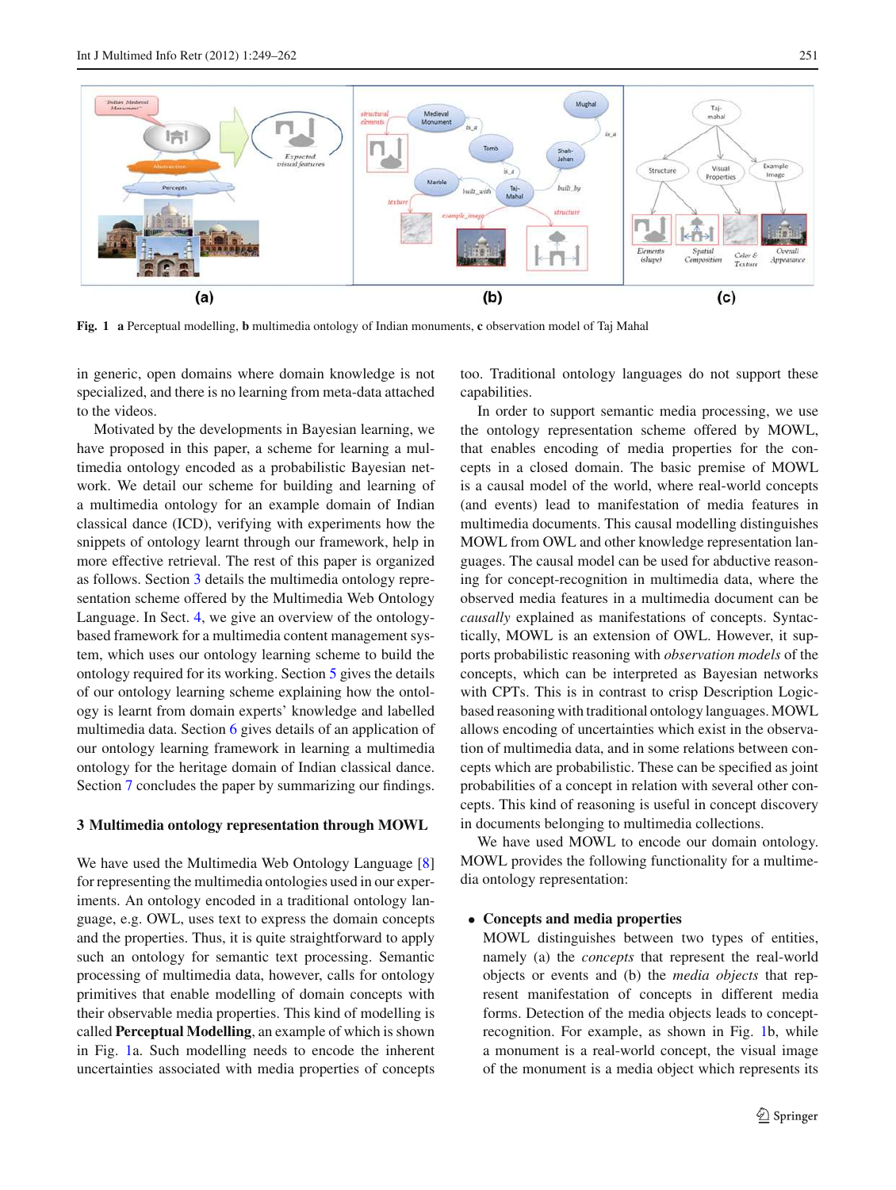Fig. 1 **a** Perceptual modelling, **b** multimedia ontology of Indian monuments, **c** observation model of Taj Mahal

in generic, open domains where domain knowledge is not specialized, and there is no learning from meta-data attached to the videos.

Motivated by the developments in Bayesian learning, we have proposed in this paper, a scheme for learning a multimedia ontology encoded as a probabilistic Bayesian network. We detail our scheme for building and learning of a multimedia ontology for an example domain of Indian classical dance (ICD), verifying with experiments how the snippets of ontology learnt through our framework, help in more effective retrieval. The rest of this paper is organized as follows. Section 3 details the multimedia ontology representation scheme offered by the Multimedia Web Ontology Language. In Sect. 4, we give an overview of the ontology-based framework for a multimedia content management system, which uses our ontology learning scheme to build the ontology required for its working. Section 5 gives the details of our ontology learning scheme explaining how the ontology is learnt from domain experts' knowledge and labelled multimedia data. Section 6 gives details of an application of our ontology learning framework in learning a multimedia ontology for the heritage domain of Indian classical dance. Section 7 concludes the paper by summarizing our findings.

## 3 Multimedia ontology representation through MOWL

We have used the Multimedia Web Ontology Language [8] for representing the multimedia ontologies used in our experiments. An ontology encoded in a traditional ontology language, e.g. OWL, uses text to express the domain concepts and the properties. Thus, it is quite straightforward to apply such an ontology for semantic text processing. Semantic processing of multimedia data, however, calls for ontology primitives that enable modelling of domain concepts with their observable media properties. This kind of modelling is called **Perceptual Modelling**, an example of which is shown in Fig. 1a. Such modelling needs to encode the inherent uncertainties associated with media properties of concepts too. Traditional ontology languages do not support these capabilities.

In order to support semantic media processing, we use the ontology representation scheme offered by MOWL, that enables encoding of media properties for the concepts in a closed domain. The basic premise of MOWL is a causal model of the world, where real-world concepts (and events) lead to manifestation of media features in multimedia documents. This causal modelling distinguishes MOWL from OWL and other knowledge representation languages. The causal model can be used for abductive reasoning for concept-recognition in multimedia data, where the observed media features in a multimedia document can be *causally* explained as manifestations of concepts. Syntactically, MOWL is an extension of OWL. However, it supports probabilistic reasoning with *observation models* of the concepts, which can be interpreted as Bayesian networks with CPTs. This is in contrast to crisp Description Logic-based reasoning with traditional ontology languages. MOWL allows encoding of uncertainties which exist in the observation of multimedia data, and in some relations between concepts which are probabilistic. These can be specified as joint probabilities of a concept in relation with several other concepts. This kind of reasoning is useful in concept discovery in documents belonging to multimedia collections.

We have used MOWL to encode our domain ontology. MOWL provides the following functionality for a multimedia ontology representation:

- **Concepts and media properties**
  MOWL distinguishes between two types of entities, namely (a) the *concepts* that represent the real-world objects or events and (b) the *media objects* that represent manifestation of concepts in different media forms. Detection of the media objects leads to concept-recognition. For example, as shown in Fig. 1b, while a monument is a real-world concept, the visual image of the monument is a media object which represents its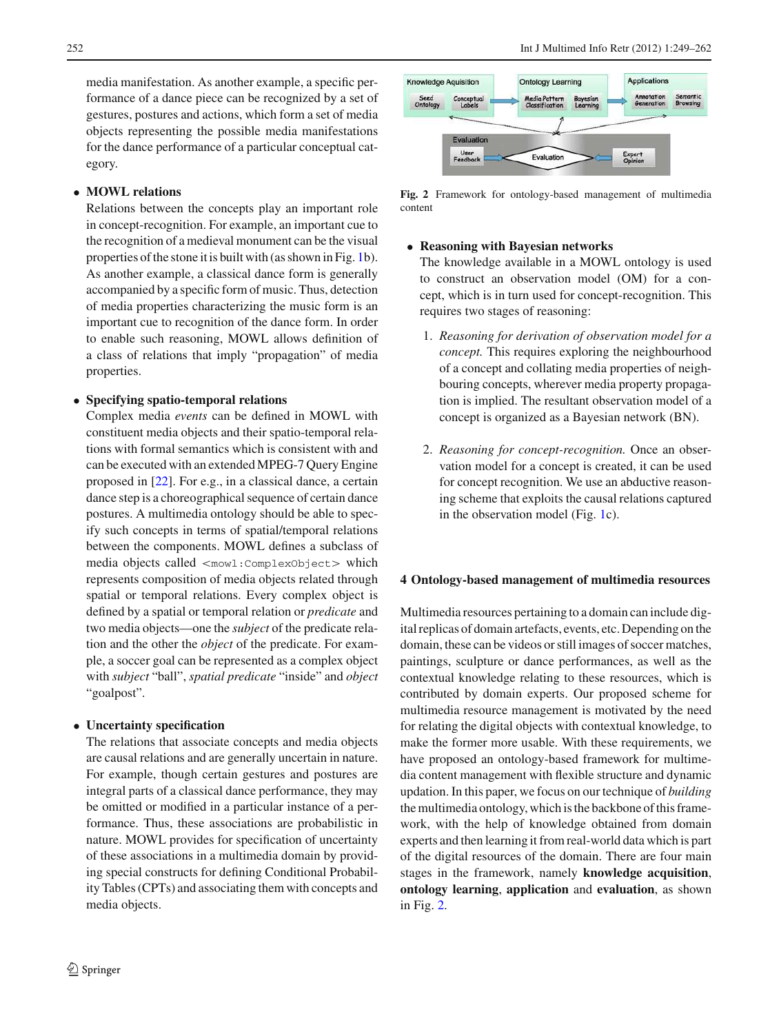media manifestation. As another example, a specific performance of a dance piece can be recognized by a set of gestures, postures and actions, which form a set of media objects representing the possible media manifestations for the dance performance of a particular conceptual category.

- **MOWL relations**
  Relations between the concepts play an important role in concept-recognition. For example, an important cue to the recognition of a medieval monument can be the visual properties of the stone it is built with (as shown in Fig. 1b). As another example, a classical dance form is generally accompanied by a specific form of music. Thus, detection of media properties characterizing the music form is an important cue to recognition of the dance form. In order to enable such reasoning, MOWL allows definition of a class of relations that imply "propagation" of media properties.

- **Specifying spatio-temporal relations**
  Complex media *events* can be defined in MOWL with constituent media objects and their spatio-temporal relations with formal semantics which is consistent with and can be executed with an extended MPEG-7 Query Engine proposed in [22]. For e.g., in a classical dance, a certain dance step is a choreographical sequence of certain dance postures. A multimedia ontology should be able to specify such concepts in terms of spatial/temporal relations between the components. MOWL defines a subclass of media objects called `<mowl:ComplexObject>` which represents composition of media objects related through spatial or temporal relations. Every complex object is defined by a spatial or temporal relation or *predicate* and two media objects—one the *subject* of the predicate relation and the other the *object* of the predicate. For example, a soccer goal can be represented as a complex object with *subject* "ball", *spatial predicate* "inside" and *object* "goalpost".

- **Uncertainty specification**
  The relations that associate concepts and media objects are causal relations and are generally uncertain in nature. For example, though certain gestures and postures are integral parts of a classical dance performance, they may be omitted or modified in a particular instance of a performance. Thus, these associations are probabilistic in nature. MOWL provides for specification of uncertainty of these associations in a multimedia domain by providing special constructs for defining Conditional Probability Tables (CPTs) and associating them with concepts and media objects.

Knowledge Aquisition
Seed Ontology
Conceptual Labels
Ontology Learning
Media Pattern Classification
Bayesian Learning
Applications
Annotation Generation
Semantic Browsing
Evaluation
User Feedback
Evaluation
Expert Opinion

**Fig. 2** Framework for ontology-based management of multimedia content

- **Reasoning with Bayesian networks**
  The knowledge available in a MOWL ontology is used to construct an observation model (OM) for a concept, which is in turn used for concept-recognition. This requires two stages of reasoning:

  1. *Reasoning for derivation of observation model for a concept.* This requires exploring the neighbourhood of a concept and collating media properties of neighbouring concepts, wherever media property propagation is implied. The resultant observation model of a concept is organized as a Bayesian network (BN).

  2. *Reasoning for concept-recognition.* Once an observation model for a concept is created, it can be used for concept recognition. We use an abductive reasoning scheme that exploits the causal relations captured in the observation model (Fig. 1c).

## 4 Ontology-based management of multimedia resources

Multimedia resources pertaining to a domain can include digital replicas of domain artefacts, events, etc. Depending on the domain, these can be videos or still images of soccer matches, paintings, sculpture or dance performances, as well as the contextual knowledge relating to these resources, which is contributed by domain experts. Our proposed scheme for multimedia resource management is motivated by the need for relating the digital objects with contextual knowledge, to make the former more usable. With these requirements, we have proposed an ontology-based framework for multimedia content management with flexible structure and dynamic updation. In this paper, we focus on our technique of *building* the multimedia ontology, which is the backbone of this framework, with the help of knowledge obtained from domain experts and then learning it from real-world data which is part of the digital resources of the domain. There are four main stages in the framework, namely **knowledge acquisition**, **ontology learning**, **application** and **evaluation**, as shown in Fig. 2.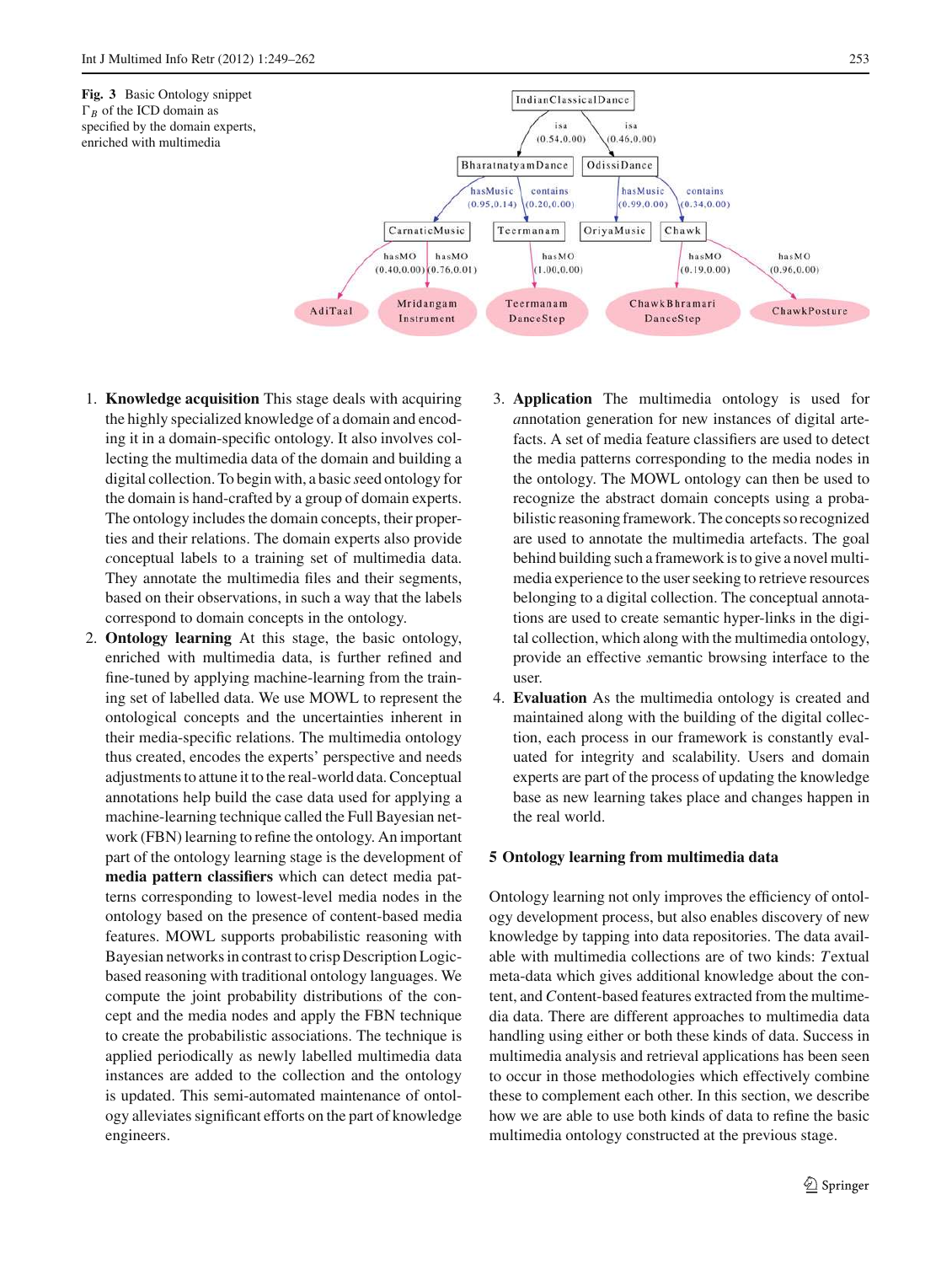**Fig. 3** Basic Ontology snippet $\Gamma_B$ of the ICD domain as specified by the domain experts, enriched with multimedia

IndianClassicalDance
isa (0.54,0.00)
isa (0.46,0.00)
BharatnatyamDance
OdissiDance
hasMusic (0.95,0.14)
contains (0.20,0.00)
hasMusic (0.99,0.00)
contains (0.34,0.00)
CarnaticMusic
Teermanam
OriyaMusic
Chawk
hasMO (0.40,0.00)
hasMO (0.76,0.01)
hasMO (1.00,0.00)
hasMO (0.19,0.00)
hasMO (0.96,0.00)
AdiTaal
Mridangam Instrument
Teermanam DanceStep
ChawkBhramari DanceStep
ChawkPosture

1. **Knowledge acquisition** This stage deals with acquiring the highly specialized knowledge of a domain and encoding it in a domain-specific ontology. It also involves collecting the multimedia data of the domain and building a digital collection. To begin with, a basic *s*eed ontology for the domain is hand-crafted by a group of domain experts. The ontology includes the domain concepts, their properties and their relations. The domain experts also provide *c*onceptual labels to a training set of multimedia data. They annotate the multimedia files and their segments, based on their observations, in such a way that the labels correspond to domain concepts in the ontology.
2. **Ontology learning** At this stage, the basic ontology, enriched with multimedia data, is further refined and fine-tuned by applying machine-learning from the training set of labelled data. We use MOWL to represent the ontological concepts and the uncertainties inherent in their media-specific relations. The multimedia ontology thus created, encodes the experts' perspective and needs adjustments to attune it to the real-world data. Conceptual annotations help build the case data used for applying a machine-learning technique called the Full Bayesian network (FBN) learning to refine the ontology. An important part of the ontology learning stage is the development of **media pattern classifiers** which can detect media patterns corresponding to lowest-level media nodes in the ontology based on the presence of content-based media features. MOWL supports probabilistic reasoning with Bayesian networks in contrast to crisp Description Logic-based reasoning with traditional ontology languages. We compute the joint probability distributions of the concept and the media nodes and apply the FBN technique to create the probabilistic associations. The technique is applied periodically as newly labelled multimedia data instances are added to the collection and the ontology is updated. This semi-automated maintenance of ontology alleviates significant efforts on the part of knowledge engineers.
3. **Application** The multimedia ontology is used for *a*nnotation generation for new instances of digital artefacts. A set of media feature classifiers are used to detect the media patterns corresponding to the media nodes in the ontology. The MOWL ontology can then be used to recognize the abstract domain concepts using a probabilistic reasoning framework. The concepts so recognized are used to annotate the multimedia artefacts. The goal behind building such a framework is to give a novel multimedia experience to the user seeking to retrieve resources belonging to a digital collection. The conceptual annotations are used to create semantic hyper-links in the digital collection, which along with the multimedia ontology, provide an effective *s*emantic browsing interface to the user.
4. **Evaluation** As the multimedia ontology is created and maintained along with the building of the digital collection, each process in our framework is constantly evaluated for integrity and scalability. Users and domain experts are part of the process of updating the knowledge base as new learning takes place and changes happen in the real world.

## 5 Ontology learning from multimedia data

Ontology learning not only improves the efficiency of ontology development process, but also enables discovery of new knowledge by tapping into data repositories. The data available with multimedia collections are of two kinds: *T*extual meta-data which gives additional knowledge about the content, and *C*ontent-based features extracted from the multimedia data. There are different approaches to multimedia data handling using either or both these kinds of data. Success in multimedia analysis and retrieval applications has been seen to occur in those methodologies which effectively combine these to complement each other. In this section, we describe how we are able to use both kinds of data to refine the basic multimedia ontology constructed at the previous stage.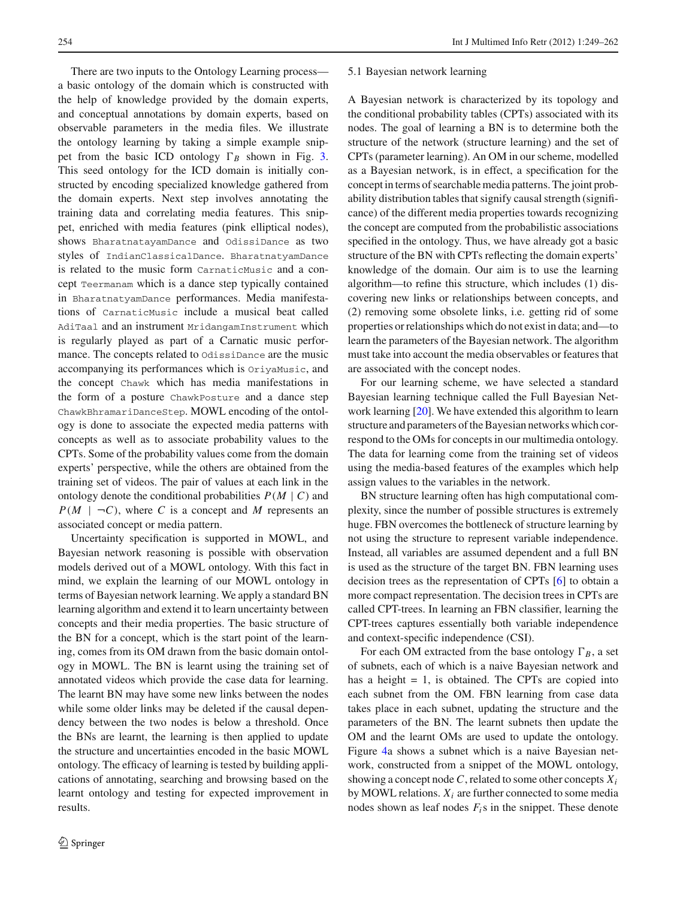There are two inputs to the Ontology Learning process—a basic ontology of the domain which is constructed with the help of knowledge provided by the domain experts, and conceptual annotations by domain experts, based on observable parameters in the media files. We illustrate the ontology learning by taking a simple example snippet from the basic ICD ontology $\Gamma_B$ shown in Fig. 3. This seed ontology for the ICD domain is initially constructed by encoding specialized knowledge gathered from the domain experts. Next step involves annotating the training data and correlating media features. This snippet, enriched with media features (pink elliptical nodes), shows `BharatnatayamDance` and `OdissiDance` as two styles of `IndianClassicalDance`. `BharatnatyamDance` is related to the music form `CarnaticMusic` and a concept `Teermanam` which is a dance step typically contained in `BharatnatyamDance` performances. Media manifestations of `CarnaticMusic` include a musical beat called `AdiTaal` and an instrument `MridangamInstrument` which is regularly played as part of a Carnatic music performance. The concepts related to `OdissiDance` are the music accompanying its performances which is `OriyaMusic`, and the concept `Chawk` which has media manifestations in the form of a posture `ChawkPosture` and a dance step `ChawkBhramariDanceStep`. MOWL encoding of the ontology is done to associate the expected media patterns with concepts as well as to associate probability values to the CPTs. Some of the probability values come from the domain experts' perspective, while the others are obtained from the training set of videos. The pair of values at each link in the ontology denote the conditional probabilities $P(M \mid C)$ and $P(M \mid \neg C)$, where $C$ is a concept and $M$ represents an associated concept or media pattern.

Uncertainty specification is supported in MOWL, and Bayesian network reasoning is possible with observation models derived out of a MOWL ontology. With this fact in mind, we explain the learning of our MOWL ontology in terms of Bayesian network learning. We apply a standard BN learning algorithm and extend it to learn uncertainty between concepts and their media properties. The basic structure of the BN for a concept, which is the start point of the learning, comes from its OM drawn from the basic domain ontology in MOWL. The BN is learnt using the training set of annotated videos which provide the case data for learning. The learnt BN may have some new links between the nodes while some older links may be deleted if the causal dependency between the two nodes is below a threshold. Once the BNs are learnt, the learning is then applied to update the structure and uncertainties encoded in the basic MOWL ontology. The efficacy of learning is tested by building applications of annotating, searching and browsing based on the learnt ontology and testing for expected improvement in results.

### 5.1 Bayesian network learning

A Bayesian network is characterized by its topology and the conditional probability tables (CPTs) associated with its nodes. The goal of learning a BN is to determine both the structure of the network (structure learning) and the set of CPTs (parameter learning). An OM in our scheme, modelled as a Bayesian network, is in effect, a specification for the concept in terms of searchable media patterns. The joint probability distribution tables that signify causal strength (significance) of the different media properties towards recognizing the concept are computed from the probabilistic associations specified in the ontology. Thus, we have already got a basic structure of the BN with CPTs reflecting the domain experts' knowledge of the domain. Our aim is to use the learning algorithm—to refine this structure, which includes (1) discovering new links or relationships between concepts, and (2) removing some obsolete links, i.e. getting rid of some properties or relationships which do not exist in data; and—to learn the parameters of the Bayesian network. The algorithm must take into account the media observables or features that are associated with the concept nodes.

For our learning scheme, we have selected a standard Bayesian learning technique called the Full Bayesian Network learning [20]. We have extended this algorithm to learn structure and parameters of the Bayesian networks which correspond to the OMs for concepts in our multimedia ontology. The data for learning come from the training set of videos using the media-based features of the examples which help assign values to the variables in the network.

BN structure learning often has high computational complexity, since the number of possible structures is extremely huge. FBN overcomes the bottleneck of structure learning by not using the structure to represent variable independence. Instead, all variables are assumed dependent and a full BN is used as the structure of the target BN. FBN learning uses decision trees as the representation of CPTs [6] to obtain a more compact representation. The decision trees in CPTs are called CPT-trees. In learning an FBN classifier, learning the CPT-trees captures essentially both variable independence and context-specific independence (CSI).

For each OM extracted from the base ontology $\Gamma_B$, a set of subnets, each of which is a naive Bayesian network and has a height = 1, is obtained. The CPTs are copied into each subnet from the OM. FBN learning from case data takes place in each subnet, updating the structure and the parameters of the BN. The learnt subnets then update the OM and the learnt OMs are used to update the ontology. Figure 4a shows a subnet which is a naive Bayesian network, constructed from a snippet of the MOWL ontology, showing a concept node $C$, related to some other concepts $X_i$ by MOWL relations. $X_i$ are further connected to some media nodes shown as leaf nodes $F_i$s in the snippet. These denote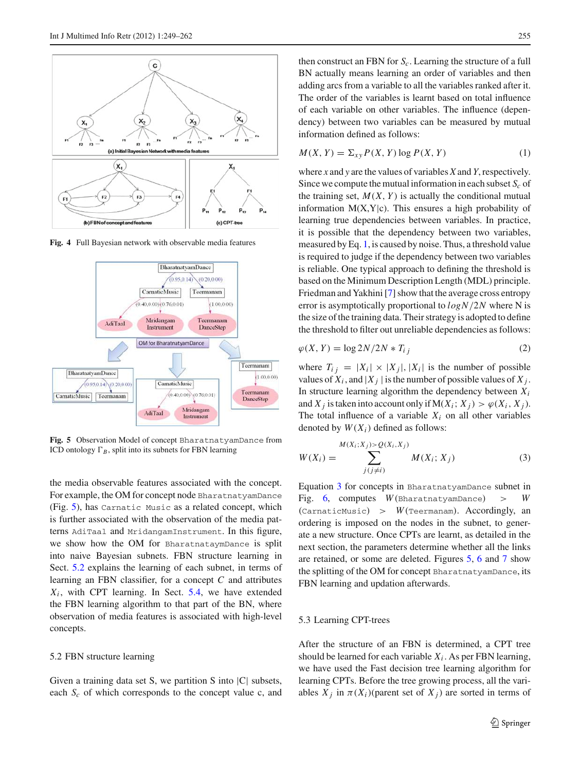Fig. 4 Full Bayesian network with observable media features

Fig. 5 Observation Model of concept BharatnatyamDance from ICD ontology $\Gamma_B$, split into its subnets for FBN learning

the media observable features associated with the concept. For example, the OM for concept node BharatnatyamDance (Fig. 5), has Carnatic Music as a related concept, which is further associated with the observation of the media patterns AdiTaal and MridangamInstrument. In this figure, we show how the OM for BharatnatyamDance is split into naive Bayesian subnets. FBN structure learning in Sect. 5.2 explains the learning of each subnet, in terms of learning an FBN classifier, for a concept $C$ and attributes $X_i$, with CPT learning. In Sect. 5.4, we have extended the FBN learning algorithm to that part of the BN, where observation of media features is associated with high-level concepts.

## 5.2 FBN structure learning

Given a training data set S, we partition S into |C| subsets, each $S_c$ of which corresponds to the concept value c, and then construct an FBN for $S_c$. Learning the structure of a full BN actually means learning an order of variables and then adding arcs from a variable to all the variables ranked after it. The order of the variables is learnt based on total influence of each variable on other variables. The influence (dependency) between two variables can be measured by mutual information defined as follows:

$$M(X, Y) = \Sigma_{xy} P(X, Y) \log P(X, Y) \quad (1)$$

where $x$ and $y$ are the values of variables $X$ and $Y$, respectively. Since we compute the mutual information in each subset $S_c$ of the training set, $M(X, Y)$ is actually the conditional mutual information M(X,Y|c). This ensures a high probability of learning true dependencies between variables. In practice, it is possible that the dependency between two variables, measured by Eq. 1, is caused by noise. Thus, a threshold value is required to judge if the dependency between two variables is reliable. One typical approach to defining the threshold is based on the Minimum Description Length (MDL) principle. Friedman and Yakhini [7] show that the average cross entropy error is asymptotically proportional to $logN/2N$ where N is the size of the training data. Their strategy is adopted to define the threshold to filter out unreliable dependencies as follows:

$$\varphi(X, Y) = \log 2N/2N * T_{ij} \quad (2)$$

where $T_{ij} = |X_i| \times |X_j|$, $|X_i|$ is the number of possible values of $X_i$, and $|X_j|$ is the number of possible values of $X_j$. In structure learning algorithm the dependency between $X_i$ and $X_j$ is taken into account only if $M(X_i; X_j) > \varphi(X_i, X_j)$. The total influence of a variable $X_i$ on all other variables denoted by $W(X_i)$ defined as follows:

$$W(X_i) = \sum_{j(j \neq i)}^{M(X_i;X_j) > Q(X_i,X_j)} M(X_i; X_j) \quad (3)$$

Equation 3 for concepts in BharatnatyamDance subnet in Fig. 6, computes $W$(BharatnatyamDance) $>$ $W$(CarnaticMusic) $>$ $W$(Teermanam). Accordingly, an ordering is imposed on the nodes in the subset, to generate a new structure. Once CPTs are learnt, as detailed in the next section, the parameters determine whether all the links are retained, or some are deleted. Figures 5, 6 and 7 show the splitting of the OM for concept BharatnatyamDance, its FBN learning and updation afterwards.

## 5.3 Learning CPT-trees

After the structure of an FBN is determined, a CPT tree should be learned for each variable $X_i$. As per FBN learning, we have used the Fast decision tree learning algorithm for learning CPTs. Before the tree growing process, all the variables $X_j$ in $\pi(X_i)$(parent set of $X_j$) are sorted in terms of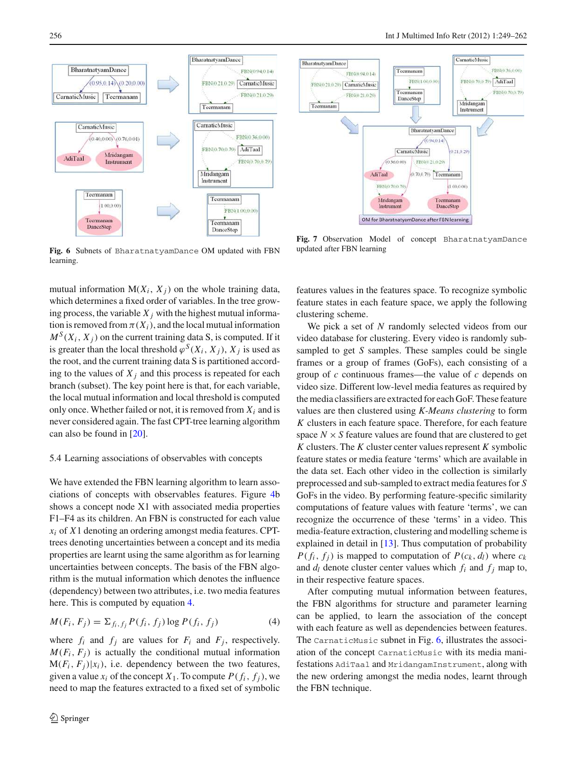Fig. 6 Subnets of BharatnatyamDance OM updated with FBN learning.

Fig. 7 Observation Model of concept BharatnatyamDance updated after FBN learning

mutual information $M(X_i, X_j)$ on the whole training data, which determines a fixed order of variables. In the tree growing process, the variable $X_j$ with the highest mutual information is removed from $\pi(X_i)$, and the local mutual information $M^S(X_i, X_j)$ on the current training data S, is computed. If it is greater than the local threshold $\varphi^S(X_i, X_j)$, $X_j$ is used as the root, and the current training data S is partitioned according to the values of $X_j$ and this process is repeated for each branch (subset). The key point here is that, for each variable, the local mutual information and local threshold is computed only once. Whether failed or not, it is removed from $X_i$ and is never considered again. The fast CPT-tree learning algorithm can also be found in [20].

### 5.4 Learning associations of observables with concepts

We have extended the FBN learning algorithm to learn associations of concepts with observables features. Figure 4b shows a concept node X1 with associated media properties F1–F4 as its children. An FBN is constructed for each value $x_i$ of $X1$ denoting an ordering amongst media features. CPT-trees denoting uncertainties between a concept and its media properties are learnt using the same algorithm as for learning uncertainties between concepts. The basis of the FBN algorithm is the mutual information which denotes the influence (dependency) between two attributes, i.e. two media features here. This is computed by equation 4.

$$M(F_i, F_j) = \Sigma_{f_i, f_j} P(f_i, f_j) \log P(f_i, f_j) \quad (4)$$

where $f_i$ and $f_j$ are values for $F_i$ and $F_j$, respectively. $M(F_i, F_j)$ is actually the conditional mutual information $M(F_i, F_j)|x_i)$, i.e. dependency between the two features, given a value $x_i$ of the concept $X_1$. To compute $P(f_i, f_j)$, we need to map the features extracted to a fixed set of symbolic features values in the features space. To recognize symbolic feature states in each feature space, we apply the following clustering scheme.

We pick a set of $N$ randomly selected videos from our video database for clustering. Every video is randomly subsampled to get $S$ samples. These samples could be single frames or a group of frames (GoFs), each consisting of a group of $c$ continuous frames—the value of $c$ depends on video size. Different low-level media features as required by the media classifiers are extracted for each GoF. These feature values are then clustered using *K-Means clustering* to form $K$ clusters in each feature space. Therefore, for each feature space $N \times S$ feature values are found that are clustered to get $K$ clusters. The $K$ cluster center values represent $K$ symbolic feature states or media feature 'terms' which are available in the data set. Each other video in the collection is similarly preprocessed and sub-sampled to extract media features for $S$ GoFs in the video. By performing feature-specific similarity computations of feature values with feature 'terms', we can recognize the occurrence of these 'terms' in a video. This media-feature extraction, clustering and modelling scheme is explained in detail in [13]. Thus computation of probability $P(f_i, f_j)$ is mapped to computation of $P(c_k, d_l)$ where $c_k$ and $d_l$ denote cluster center values which $f_i$ and $f_j$ map to, in their respective feature spaces.

After computing mutual information between features, the FBN algorithms for structure and parameter learning can be applied, to learn the association of the concept with each feature as well as dependencies between features. The CarnaticMusic subnet in Fig. 6, illustrates the association of the concept CarnaticMusic with its media manifestations AdiTaal and MridangamInstrument, along with the new ordering amongst the media nodes, learnt through the FBN technique.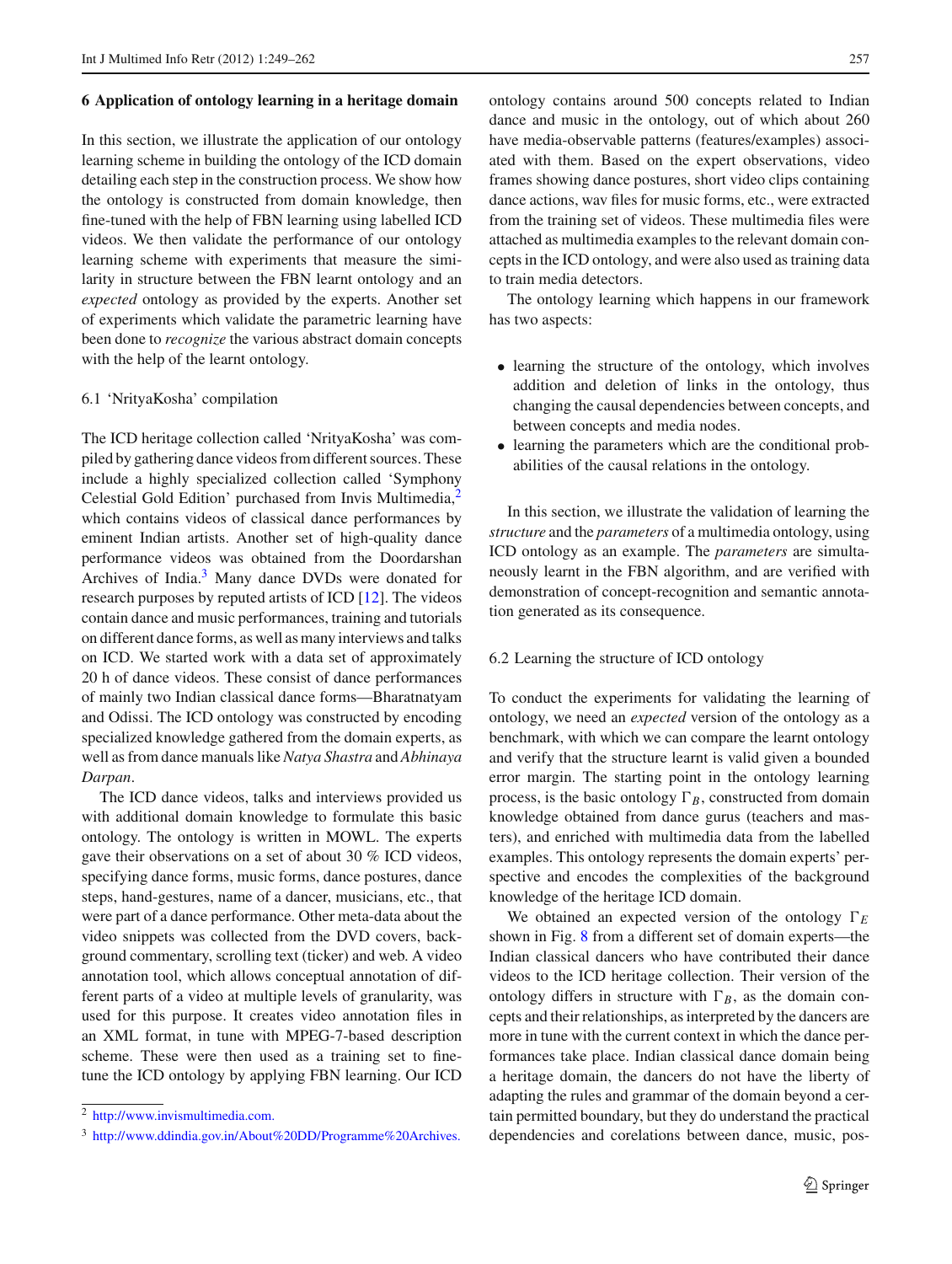## 6 Application of ontology learning in a heritage domain

In this section, we illustrate the application of our ontology learning scheme in building the ontology of the ICD domain detailing each step in the construction process. We show how the ontology is constructed from domain knowledge, then fine-tuned with the help of FBN learning using labelled ICD videos. We then validate the performance of our ontology learning scheme with experiments that measure the similarity in structure between the FBN learnt ontology and an *expected* ontology as provided by the experts. Another set of experiments which validate the parametric learning have been done to *recognize* the various abstract domain concepts with the help of the learnt ontology.

### 6.1 'NrityaKosha' compilation

The ICD heritage collection called 'NrityaKosha' was compiled by gathering dance videos from different sources. These include a highly specialized collection called 'Symphony Celestial Gold Edition' purchased from Invis Multimedia,[2] which contains videos of classical dance performances by eminent Indian artists. Another set of high-quality dance performance videos was obtained from the Doordarshan Archives of India.[3] Many dance DVDs were donated for research purposes by reputed artists of ICD [12]. The videos contain dance and music performances, training and tutorials on different dance forms, as well as many interviews and talks on ICD. We started work with a data set of approximately 20 h of dance videos. These consist of dance performances of mainly two Indian classical dance forms—Bharatnatyam and Odissi. The ICD ontology was constructed by encoding specialized knowledge gathered from the domain experts, as well as from dance manuals like *Natya Shastra* and *Abhinaya Darpan*.

The ICD dance videos, talks and interviews provided us with additional domain knowledge to formulate this basic ontology. The ontology is written in MOWL. The experts gave their observations on a set of about 30 % ICD videos, specifying dance forms, music forms, dance postures, dance steps, hand-gestures, name of a dancer, musicians, etc., that were part of a dance performance. Other meta-data about the video snippets was collected from the DVD covers, background commentary, scrolling text (ticker) and web. A video annotation tool, which allows conceptual annotation of different parts of a video at multiple levels of granularity, was used for this purpose. It creates video annotation files in an XML format, in tune with MPEG-7-based description scheme. These were then used as a training set to fine-tune the ICD ontology by applying FBN learning. Our ICD ontology contains around 500 concepts related to Indian dance and music in the ontology, out of which about 260 have media-observable patterns (features/examples) associated with them. Based on the expert observations, video frames showing dance postures, short video clips containing dance actions, wav files for music forms, etc., were extracted from the training set of videos. These multimedia files were attached as multimedia examples to the relevant domain concepts in the ICD ontology, and were also used as training data to train media detectors.

The ontology learning which happens in our framework has two aspects:

- learning the structure of the ontology, which involves addition and deletion of links in the ontology, thus changing the causal dependencies between concepts, and between concepts and media nodes.
- learning the parameters which are the conditional probabilities of the causal relations in the ontology.

In this section, we illustrate the validation of learning the *structure* and the *parameters* of a multimedia ontology, using ICD ontology as an example. The *parameters* are simultaneously learnt in the FBN algorithm, and are verified with demonstration of concept-recognition and semantic annotation generated as its consequence.

### 6.2 Learning the structure of ICD ontology

To conduct the experiments for validating the learning of ontology, we need an *expected* version of the ontology as a benchmark, with which we can compare the learnt ontology and verify that the structure learnt is valid given a bounded error margin. The starting point in the ontology learning process, is the basic ontology $\Gamma_B$, constructed from domain knowledge obtained from dance gurus (teachers and masters), and enriched with multimedia data from the labelled examples. This ontology represents the domain experts' perspective and encodes the complexities of the background knowledge of the heritage ICD domain.

We obtained an expected version of the ontology $\Gamma_E$ shown in Fig. 8 from a different set of domain experts—the Indian classical dancers who have contributed their dance videos to the ICD heritage collection. Their version of the ontology differs in structure with $\Gamma_B$, as the domain concepts and their relationships, as interpreted by the dancers are more in tune with the current context in which the dance performances take place. Indian classical dance domain being a heritage domain, the dancers do not have the liberty of adapting the rules and grammar of the domain beyond a certain permitted boundary, but they do understand the practical dependencies and corelations between dance, music, pos-

[2] http://www.invismultimedia.com.

[3] http://www.ddindia.gov.in/About%20DD/Programme%20Archives.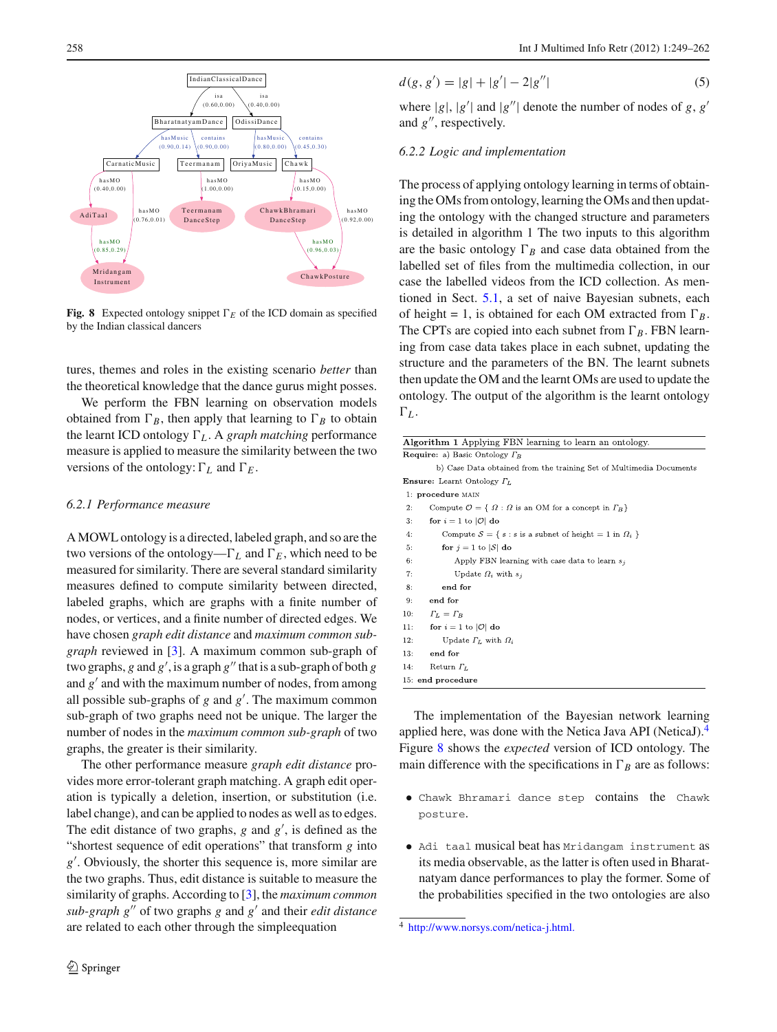IndianClassicalDance
isa (0.60,0.00)
isa (0.40,0.00)
BharatnatyamDance
OdissiDance
hasMusic (0.90,0.14)
contains (0.90,0.00)
hasMusic (0.80,0.00)
contains (0.45,0.30)
CarnaticMusic
Teermanam
OriyaMusic
Chawk
hasMO (0.40,0.00)
hasMO (1.00,0.00)
hasMO (0.15,0.00)
AdiTaal
hasMO (0.76,0.01)
Teermanam DanceStep
ChawkBhramari DanceStep
hasMO (0.92,0.00)
hasMO (0.85,0.29)
hasMO (0.96,0.03)
Mridangam Instrument
ChawkPosture

**Fig. 8** Expected ontology snippet $\Gamma_E$ of the ICD domain as specified by the Indian classical dancers

tures, themes and roles in the existing scenario *better* than the theoretical knowledge that the dance gurus might posses.

We perform the FBN learning on observation models obtained from $\Gamma_B$, then apply that learning to $\Gamma_B$ to obtain the learnt ICD ontology $\Gamma_L$. A *graph matching* performance measure is applied to measure the similarity between the two versions of the ontology: $\Gamma_L$ and $\Gamma_E$.

### 6.2.1 Performance measure

A MOWL ontology is a directed, labeled graph, and so are the two versions of the ontology—$\Gamma_L$ and $\Gamma_E$, which need to be measured for similarity. There are several standard similarity measures defined to compute similarity between directed, labeled graphs, which are graphs with a finite number of nodes, or vertices, and a finite number of directed edges. We have chosen *graph edit distance* and *maximum common sub-graph* reviewed in [3]. A maximum common sub-graph of two graphs, $g$ and $g'$, is a graph $g''$ that is a sub-graph of both $g$ and $g'$ and with the maximum number of nodes, from among all possible sub-graphs of $g$ and $g'$. The maximum common sub-graph of two graphs need not be unique. The larger the number of nodes in the *maximum common sub-graph* of two graphs, the greater is their similarity.

The other performance measure *graph edit distance* provides more error-tolerant graph matching. A graph edit operation is typically a deletion, insertion, or substitution (i.e. label change), and can be applied to nodes as well as to edges. The edit distance of two graphs, $g$ and $g'$, is defined as the "shortest sequence of edit operations" that transform $g$ into $g'$. Obviously, the shorter this sequence is, more similar are the two graphs. Thus, edit distance is suitable to measure the similarity of graphs. According to [3], the *maximum common sub-graph* $g''$ of two graphs $g$ and $g'$ and their *edit distance* are related to each other through the simpleequation

$$d(g, g') = |g| + |g'| - 2|g''| \tag{5}$$

where $|g|$, $|g'|$ and $|g''|$ denote the number of nodes of $g$, $g'$ and $g''$, respectively.

### 6.2.2 Logic and implementation

The process of applying ontology learning in terms of obtaining the OMs from ontology, learning the OMs and then updating the ontology with the changed structure and parameters is detailed in algorithm 1 The two inputs to this algorithm are the basic ontology $\Gamma_B$ and case data obtained from the labelled set of files from the multimedia collection, in our case the labelled videos from the ICD collection. As mentioned in Sect. 5.1, a set of naive Bayesian subnets, each of height = 1, is obtained for each OM extracted from $\Gamma_B$. The CPTs are copied into each subnet from $\Gamma_B$. FBN learning from case data takes place in each subnet, updating the structure and the parameters of the BN. The learnt subnets then update the OM and the learnt OMs are used to update the ontology. The output of the algorithm is the learnt ontology $\Gamma_L$.

**Algorithm 1** Applying FBN learning to learn an ontology.

```
Require: a) Basic Ontology Γ_B
         b) Case Data obtained from the training Set of Multimedia Documents
Ensure: Learnt Ontology Γ_L
 1: procedure MAIN
 2:   Compute O = { Ω : Ω is an OM for a concept in Γ_B}
 3:   for i = 1 to |O| do
 4:     Compute S = { s : s is a subnet of height = 1 in Ω_i }
 5:     for j = 1 to |S| do
 6:       Apply FBN learning with case data to learn s_j
 7:       Update Ω_i with s_j
 8:     end for
 9:   end for
10:   Γ_L = Γ_B
11:   for i = 1 to |O| do
12:     Update Γ_L with Ω_i
13:   end for
14:   Return Γ_L
15: end procedure
```

The implementation of the Bayesian network learning applied here, was done with the Netica Java API (NeticaJ).[4] Figure 8 shows the *expected* version of ICD ontology. The main difference with the specifications in $\Gamma_B$ are as follows:

- `Chawk Bhramari dance step` contains the `Chawk posture`.
- `Adi taal` musical beat has `Mridangam instrument` as its media observable, as the latter is often used in Bharatnatyam dance performances to play the former. Some of the probabilities specified in the two ontologies are also

[4] http://www.norsys.com/netica-j.html.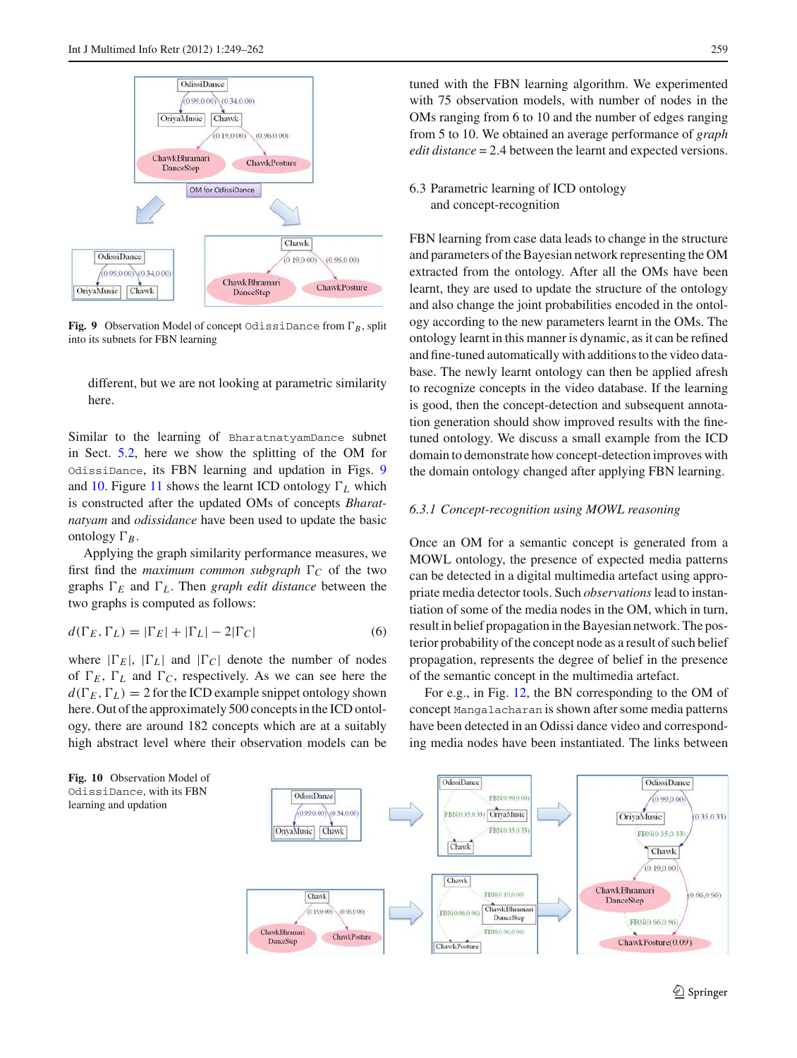OdissiDance
(0.99,0.00) (0.34,0.00)
OriyaMusic Chawk
(0.19,0.00) (0.96,0.00)
ChawkBhramari DanceStep
ChawkPosture
OM for OdissiDance

OdissiDance
(0.99,0.00) (0.34,0.00)
OriyaMusic Chawk

Chawk
(0.19,0.00) (0.96,0.00)
ChawkBhramari DanceStep
ChawkPosture

**Fig. 9** Observation Model of concept `OdissiDance` from $\Gamma_B$, split into its subnets for FBN learning

different, but we are not looking at parametric similarity here.

Similar to the learning of `BharatnatyamDance` subnet in Sect. 5.2, here we show the splitting of the OM for `OdissiDance`, its FBN learning and updation in Figs. 9 and 10. Figure 11 shows the learnt ICD ontology $\Gamma_L$ which is constructed after the updated OMs of concepts *Bharatnatyam* and *odissidance* have been used to update the basic ontology $\Gamma_B$.

Applying the graph similarity performance measures, we first find the *maximum common subgraph* $\Gamma_C$ of the two graphs $\Gamma_E$ and $\Gamma_L$. Then *graph edit distance* between the two graphs is computed as follows:

$$d(\Gamma_E, \Gamma_L) = |\Gamma_E| + |\Gamma_L| - 2|\Gamma_C| \tag{6}$$

where $|\Gamma_E|$, $|\Gamma_L|$ and $|\Gamma_C|$ denote the number of nodes of $\Gamma_E$, $\Gamma_L$ and $\Gamma_C$, respectively. As we can see here the $d(\Gamma_E, \Gamma_L) = 2$ for the ICD example snippet ontology shown here. Out of the approximately 500 concepts in the ICD ontology, there are around 182 concepts which are at a suitably high abstract level where their observation models can be tuned with the FBN learning algorithm. We experimented with 75 observation models, with number of nodes in the OMs ranging from 6 to 10 and the number of edges ranging from 5 to 10. We obtained an average performance of *graph edit distance* = 2.4 between the learnt and expected versions.

### 6.3 Parametric learning of ICD ontology and concept-recognition

FBN learning from case data leads to change in the structure and parameters of the Bayesian network representing the OM extracted from the ontology. After all the OMs have been learnt, they are used to update the structure of the ontology and also change the joint probabilities encoded in the ontology according to the new parameters learnt in the OMs. The ontology learnt in this manner is dynamic, as it can be refined and fine-tuned automatically with additions to the video database. The newly learnt ontology can then be applied afresh to recognize concepts in the video database. If the learning is good, then the concept-detection and subsequent annotation generation should show improved results with the fine-tuned ontology. We discuss a small example from the ICD domain to demonstrate how concept-detection improves with the domain ontology changed after applying FBN learning.

#### *6.3.1 Concept-recognition using MOWL reasoning*

Once an OM for a semantic concept is generated from a MOWL ontology, the presence of expected media patterns can be detected in a digital multimedia artefact using appropriate media detector tools. Such *observations* lead to instantiation of some of the media nodes in the OM, which in turn, result in belief propagation in the Bayesian network. The posterior probability of the concept node as a result of such belief propagation, represents the degree of belief in the presence of the semantic concept in the multimedia artefact.

For e.g., in Fig. 12, the BN corresponding to the OM of concept `Mangalacharan` is shown after some media patterns have been detected in an Odissi dance video and corresponding media nodes have been instantiated. The links between

OdissiDance
(0.99,0.00) (0.34,0.00)
OriyaMusic Chawk

OdissiDance
FBN(0.99,0.00)
FBN(0.35,0.33) OriyaMusic
FBN(0.35,0.33)
Chawk

OdissiDance
(0.99,0.00)
OriyaMusic (0.35,0.33)
FBN(0.35,0.33)
Chawk
(0.19,0.00)
ChawkBhramari DanceStep (0.96,0.96)
FBN(0.96,0.96)
ChawkPosture(0.09)

Chawk
(0.19,0.00) (0.96,0.00)
ChawkBhramari DanceStep
ChawkPosture

Chawk
FBN(0.19,0.00)
FBN(0.96,0.96) ChawkBhramari DanceStep
FBN(0.96,0.96)
ChawkPosture

**Fig. 10** Observation Model of `OdissiDance`, with its FBN learning and updation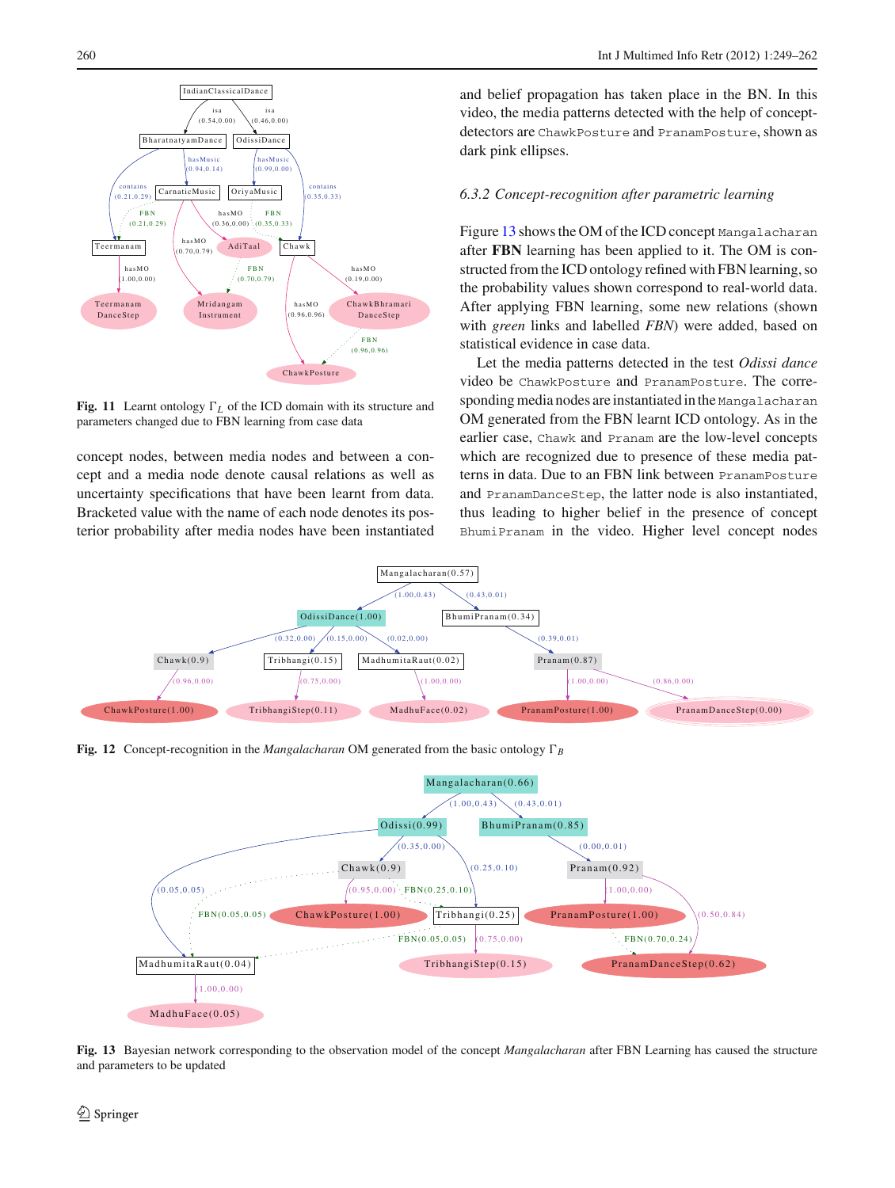IndianClassicalDance
isa (0.54,0.00)
isa (0.46,0.00)
BharatnatyamDance
OdissiDance
hasMusic (0.94,0.14)
hasMusic (0.99,0.00)
contains (0.21,0.29)
CarnaticMusic
OriyaMusic
contains (0.35,0.33)
FBN (0.21,0.29)
hasMO (0.36,0.00)
FBN (0.35,0.33)
Teermanam
hasMO (0.70,0.79)
AdiTaal
Chawk
hasMO (1.00,0.00)
FBN (0.70,0.79)
hasMO (0.19,0.00)
TeermanamDanceStep
MridangamInstrument
hasMO (0.96,0.96)
ChawkBhramariDanceStep
FBN (0.96,0.96)
ChawkPosture

**Fig. 11** Learnt ontology $\Gamma_L$ of the ICD domain with its structure and parameters changed due to FBN learning from case data

concept nodes, between media nodes and between a concept and a media node denote causal relations as well as uncertainty specifications that have been learnt from data. Bracketed value with the name of each node denotes its posterior probability after media nodes have been instantiated and belief propagation has taken place in the BN. In this video, the media patterns detected with the help of concept-detectors are `ChawkPosture` and `PranamPosture`, shown as dark pink ellipses.

### 6.3.2 Concept-recognition after parametric learning

Figure 13 shows the OM of the ICD concept `Mangalacharan` after **FBN** learning has been applied to it. The OM is constructed from the ICD ontology refined with FBN learning, so the probability values shown correspond to real-world data. After applying FBN learning, some new relations (shown with *green* links and labelled *FBN*) were added, based on statistical evidence in case data.

Let the media patterns detected in the test *Odissi dance* video be `ChawkPosture` and `PranamPosture`. The corresponding media nodes are instantiated in the `Mangalacharan` OM generated from the FBN learnt ICD ontology. As in the earlier case, `Chawk` and `Pranam` are the low-level concepts which are recognized due to presence of these media patterns in data. Due to an FBN link between `PranamPosture` and `PranamDanceStep`, the latter node is also instantiated, thus leading to higher belief in the presence of concept `BhumiPranam` in the video. Higher level concept nodes

Mangalacharan(0.57)
(1.00,0.43)
(0.43,0.01)
OdissiDance(1.00)
BhumiPranam(0.34)
(0.32,0.00)
(0.15,0.00)
(0.02,0.00)
(0.39,0.01)
Chawk(0.9)
Tribhangi(0.15)
MadhumitaRaut(0.02)
Pranam(0.87)
(0.96,0.00)
(0.75,0.00)
(1.00,0.00)
(1.00,0.00)
(0.86,0.00)
ChawkPosture(1.00)
TribhangiStep(0.11)
MadhuFace(0.02)
PranamPosture(1.00)
PranamDanceStep(0.00)

**Fig. 12** Concept-recognition in the *Mangalacharan* OM generated from the basic ontology $\Gamma_B$

Mangalacharan(0.66)
(1.00,0.43)
(0.43,0.01)
Odissi(0.99)
BhumiPranam(0.85)
(0.35,0.00)
(0.00,0.01)
Chawk(0.9)
(0.25,0.10)
Pranam(0.92)
(0.05,0.05)
(0.95,0.00)
FBN(0.25,0.10)
(1.00,0.00)
FBN(0.05,0.05)
ChawkPosture(1.00)
Tribhangi(0.25)
PranamPosture(1.00)
(0.50,0.84)
FBN(0.05,0.05)
(0.75,0.00)
FBN(0.70,0.24)
MadhumitaRaut(0.04)
TribhangiStep(0.15)
PranamDanceStep(0.62)
(1.00,0.00)
MadhuFace(0.05)

**Fig. 13** Bayesian network corresponding to the observation model of the concept *Mangalacharan* after FBN Learning has caused the structure and parameters to be updated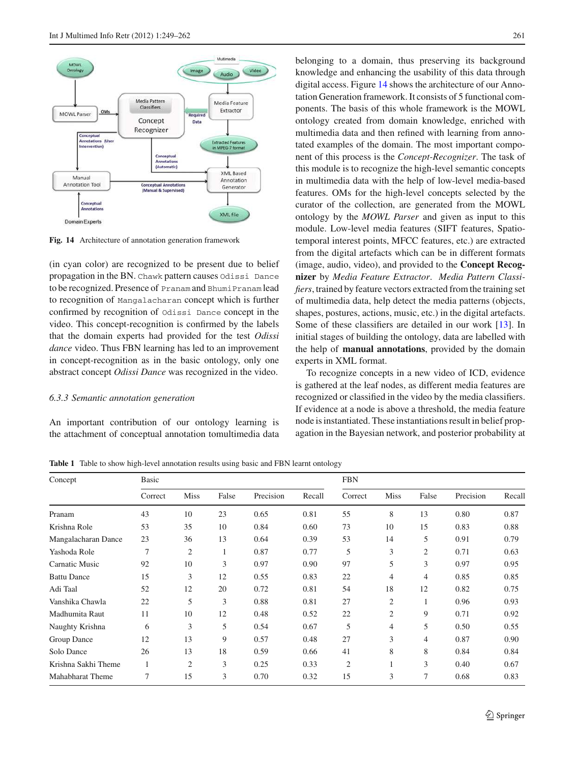Fig. 14 Architecture of annotation generation framework

(in cyan color) are recognized to be present due to belief propagation in the BN. `Chawk` pattern causes `Odissi Dance` to be recognized. Presence of `Pranam` and `BhumiPranam` lead to recognition of `Mangalacharan` concept which is further confirmed by recognition of `Odissi Dance` concept in the video. This concept-recognition is confirmed by the labels that the domain experts had provided for the test *Odissi dance* video. Thus FBN learning has led to an improvement in concept-recognition as in the basic ontology, only one abstract concept *Odissi Dance* was recognized in the video.

### 6.3.3 Semantic annotation generation

An important contribution of our ontology learning is the attachment of conceptual annotation tomultimedia data belonging to a domain, thus preserving its background knowledge and enhancing the usability of this data through digital access. Figure 14 shows the architecture of our Annotation Generation framework. It consists of 5 functional components. The basis of this whole framework is the MOWL ontology created from domain knowledge, enriched with multimedia data and then refined with learning from annotated examples of the domain. The most important component of this process is the *Concept-Recognizer*. The task of this module is to recognize the high-level semantic concepts in multimedia data with the help of low-level media-based features. OMs for the high-level concepts selected by the curator of the collection, are generated from the MOWL ontology by the *MOWL Parser* and given as input to this module. Low-level media features (SIFT features, Spatio-temporal interest points, MFCC features, etc.) are extracted from the digital artefacts which can be in different formats (image, audio, video), and provided to the **Concept Recognizer** by *Media Feature Extractor*. *Media Pattern Classifiers*, trained by feature vectors extracted from the training set of multimedia data, help detect the media patterns (objects, shapes, postures, actions, music, etc.) in the digital artefacts. Some of these classifiers are detailed in our work [13]. In initial stages of building the ontology, data are labelled with the help of **manual annotations**, provided by the domain experts in XML format.

To recognize concepts in a new video of ICD, evidence is gathered at the leaf nodes, as different media features are recognized or classified in the video by the media classifiers. If evidence at a node is above a threshold, the media feature node is instantiated. These instantiations result in belief propagation in the Bayesian network, and posterior probability at

**Table 1** Table to show high-level annotation results using basic and FBN learnt ontology

| Concept | Basic | | | | | FBN | | | | |
|---|---|---|---|---|---|---|---|---|---|---|
| | Correct | Miss | False | Precision | Recall | Correct | Miss | False | Precision | Recall |
| Pranam | 43 | 10 | 23 | 0.65 | 0.81 | 55 | 8 | 13 | 0.80 | 0.87 |
| Krishna Role | 53 | 35 | 10 | 0.84 | 0.60 | 73 | 10 | 15 | 0.83 | 0.88 |
| Mangalacharan Dance | 23 | 36 | 13 | 0.64 | 0.39 | 53 | 14 | 5 | 0.91 | 0.79 |
| Yashoda Role | 7 | 2 | 1 | 0.87 | 0.77 | 5 | 3 | 2 | 0.71 | 0.63 |
| Carnatic Music | 92 | 10 | 3 | 0.97 | 0.90 | 97 | 5 | 3 | 0.97 | 0.95 |
| Battu Dance | 15 | 3 | 12 | 0.55 | 0.83 | 22 | 4 | 4 | 0.85 | 0.85 |
| Adi Taal | 52 | 12 | 20 | 0.72 | 0.81 | 54 | 18 | 12 | 0.82 | 0.75 |
| Vanshika Chawla | 22 | 5 | 3 | 0.88 | 0.81 | 27 | 2 | 1 | 0.96 | 0.93 |
| Madhumita Raut | 11 | 10 | 12 | 0.48 | 0.52 | 22 | 2 | 9 | 0.71 | 0.92 |
| Naughty Krishna | 6 | 3 | 5 | 0.54 | 0.67 | 5 | 4 | 5 | 0.50 | 0.55 |
| Group Dance | 12 | 13 | 9 | 0.57 | 0.48 | 27 | 3 | 4 | 0.87 | 0.90 |
| Solo Dance | 26 | 13 | 18 | 0.59 | 0.66 | 41 | 8 | 8 | 0.84 | 0.84 |
| Krishna Sakhi Theme | 1 | 2 | 3 | 0.25 | 0.33 | 2 | 1 | 3 | 0.40 | 0.67 |
| Mahabharat Theme | 7 | 15 | 3 | 0.70 | 0.32 | 15 | 3 | 7 | 0.68 | 0.83 |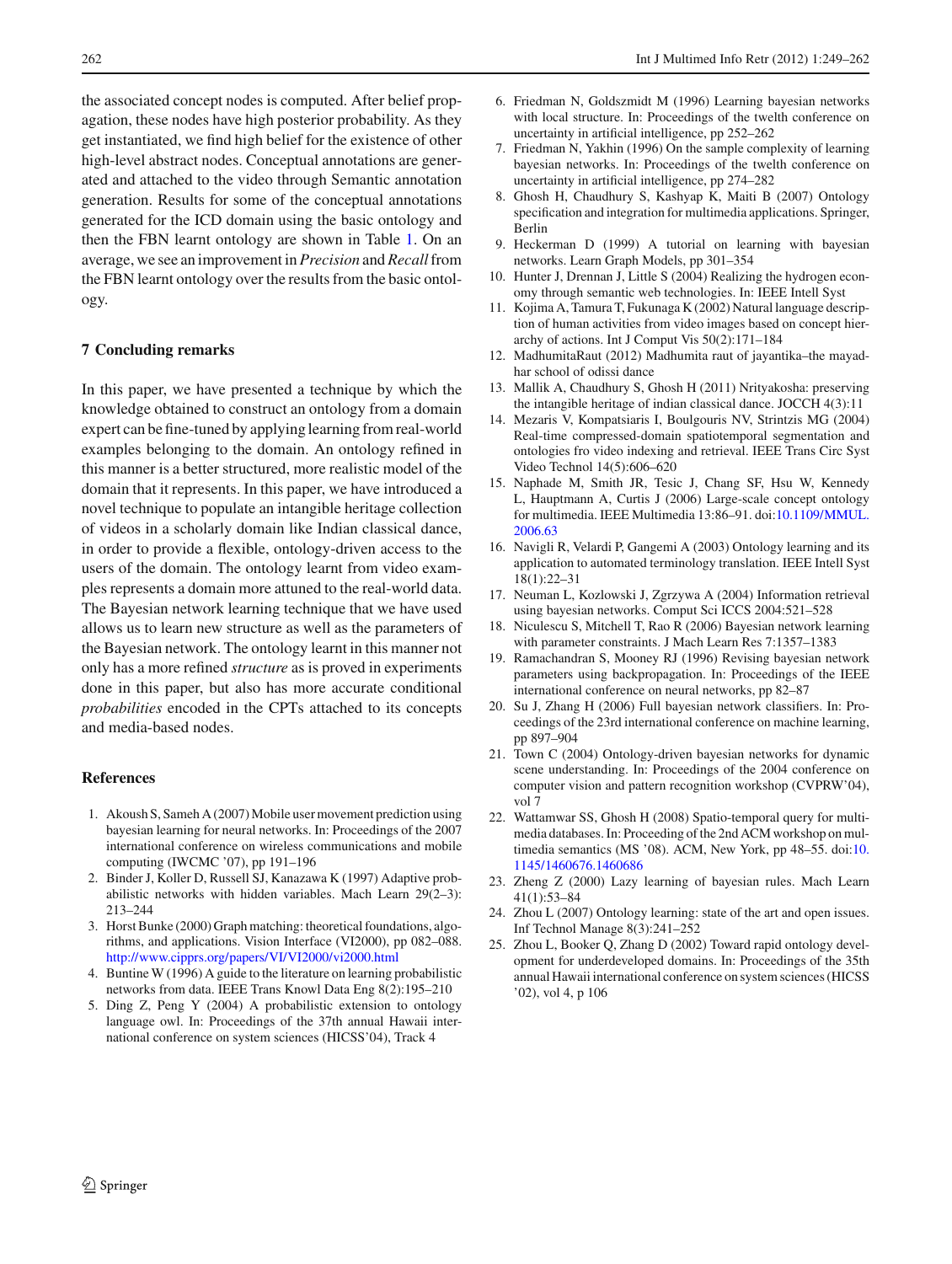the associated concept nodes is computed. After belief propagation, these nodes have high posterior probability. As they get instantiated, we find high belief for the existence of other high-level abstract nodes. Conceptual annotations are generated and attached to the video through Semantic annotation generation. Results for some of the conceptual annotations generated for the ICD domain using the basic ontology and then the FBN learnt ontology are shown in Table 1. On an average, we see an improvement in *Precision* and *Recall* from the FBN learnt ontology over the results from the basic ontology.

## 7 Concluding remarks

In this paper, we have presented a technique by which the knowledge obtained to construct an ontology from a domain expert can be fine-tuned by applying learning from real-world examples belonging to the domain. An ontology refined in this manner is a better structured, more realistic model of the domain that it represents. In this paper, we have introduced a novel technique to populate an intangible heritage collection of videos in a scholarly domain like Indian classical dance, in order to provide a flexible, ontology-driven access to the users of the domain. The ontology learnt from video examples represents a domain more attuned to the real-world data. The Bayesian network learning technique that we have used allows us to learn new structure as well as the parameters of the Bayesian network. The ontology learnt in this manner not only has a more refined *structure* as is proved in experiments done in this paper, but also has more accurate conditional *probabilities* encoded in the CPTs attached to its concepts and media-based nodes.

## References

1. Akoush S, Sameh A (2007) Mobile user movement prediction using bayesian learning for neural networks. In: Proceedings of the 2007 international conference on wireless communications and mobile computing (IWCMC '07), pp 191–196
2. Binder J, Koller D, Russell SJ, Kanazawa K (1997) Adaptive probabilistic networks with hidden variables. Mach Learn 29(2–3): 213–244
3. Horst Bunke (2000) Graph matching: theoretical foundations, algorithms, and applications. Vision Interface (VI2000), pp 082–088. http://www.cipprs.org/papers/VI/VI2000/vi2000.html
4. Buntine W (1996) A guide to the literature on learning probabilistic networks from data. IEEE Trans Knowl Data Eng 8(2):195–210
5. Ding Z, Peng Y (2004) A probabilistic extension to ontology language owl. In: Proceedings of the 37th annual Hawaii international conference on system sciences (HICSS'04), Track 4
6. Friedman N, Goldszmidt M (1996) Learning bayesian networks with local structure. In: Proceedings of the twelth conference on uncertainty in artificial intelligence, pp 252–262
7. Friedman N, Yakhin (1996) On the sample complexity of learning bayesian networks. In: Proceedings of the twelth conference on uncertainty in artificial intelligence, pp 274–282
8. Ghosh H, Chaudhury S, Kashyap K, Maiti B (2007) Ontology specification and integration for multimedia applications. Springer, Berlin
9. Heckerman D (1999) A tutorial on learning with bayesian networks. Learn Graph Models, pp 301–354
10. Hunter J, Drennan J, Little S (2004) Realizing the hydrogen economy through semantic web technologies. In: IEEE Intell Syst
11. Kojima A, Tamura T, Fukunaga K (2002) Natural language description of human activities from video images based on concept hierarchy of actions. Int J Comput Vis 50(2):171–184
12. MadhumitaRaut (2012) Madhumita raut of jayantika–the mayadhar school of odissi dance
13. Mallik A, Chaudhury S, Ghosh H (2011) Nrityakosha: preserving the intangible heritage of indian classical dance. JOCCH 4(3):11
14. Mezaris V, Kompatsiaris I, Boulgouris NV, Strintzis MG (2004) Real-time compressed-domain spatiotemporal segmentation and ontologies fro video indexing and retrieval. IEEE Trans Circ Syst Video Technol 14(5):606–620
15. Naphade M, Smith JR, Tesic J, Chang SF, Hsu W, Kennedy L, Hauptmann A, Curtis J (2006) Large-scale concept ontology for multimedia. IEEE Multimedia 13:86–91. doi:10.1109/MMUL.2006.63
16. Navigli R, Velardi P, Gangemi A (2003) Ontology learning and its application to automated terminology translation. IEEE Intell Syst 18(1):22–31
17. Neuman L, Kozlowski J, Zgrzywa A (2004) Information retrieval using bayesian networks. Comput Sci ICCS 2004:521–528
18. Niculescu S, Mitchell T, Rao R (2006) Bayesian network learning with parameter constraints. J Mach Learn Res 7:1357–1383
19. Ramachandran S, Mooney RJ (1996) Revising bayesian network parameters using backpropagation. In: Proceedings of the IEEE international conference on neural networks, pp 82–87
20. Su J, Zhang H (2006) Full bayesian network classifiers. In: Proceedings of the 23rd international conference on machine learning, pp 897–904
21. Town C (2004) Ontology-driven bayesian networks for dynamic scene understanding. In: Proceedings of the 2004 conference on computer vision and pattern recognition workshop (CVPRW'04), vol 7
22. Wattamwar SS, Ghosh H (2008) Spatio-temporal query for multimedia databases. In: Proceeding of the 2nd ACM workshop on multimedia semantics (MS '08). ACM, New York, pp 48–55. doi:10.1145/1460676.1460686
23. Zheng Z (2000) Lazy learning of bayesian rules. Mach Learn 41(1):53–84
24. Zhou L (2007) Ontology learning: state of the art and open issues. Inf Technol Manage 8(3):241–252
25. Zhou L, Booker Q, Zhang D (2002) Toward rapid ontology development for underdeveloped domains. In: Proceedings of the 35th annual Hawaii international conference on system sciences (HICSS '02), vol 4, p 106